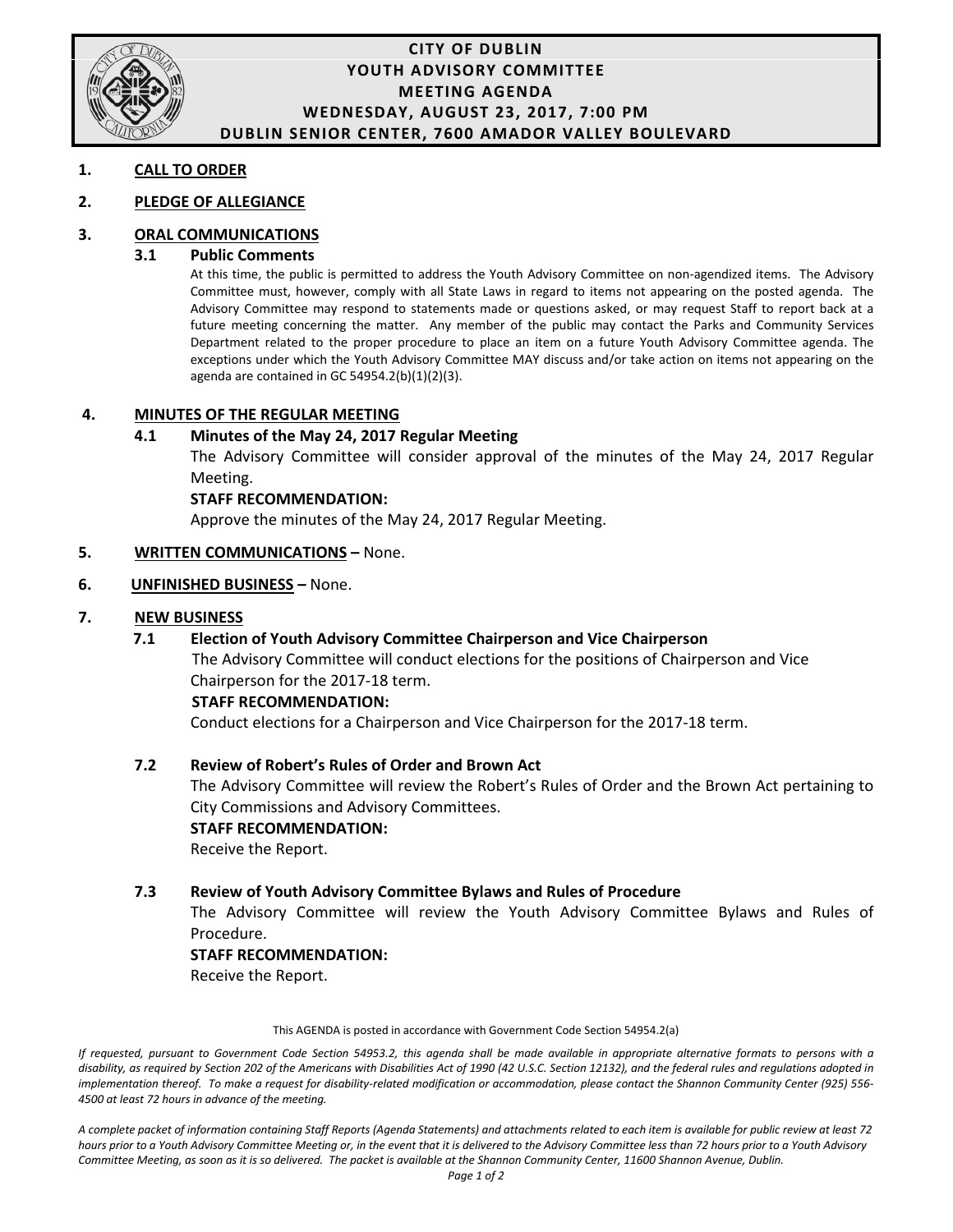# CITY OF DUBLIN
## YOUTH ADVISORY COMMITTEE
## MEETING AGENDA
## WEDNESDAY, AUGUST 23, 2017, 7:00 PM
## DUBLIN SENIOR CENTER, 7600 AMADOR VALLEY BOULEVARD

**1. CALL TO ORDER**

**2. PLEDGE OF ALLEGIANCE**

**3. ORAL COMMUNICATIONS**

**3.1 Public Comments**

At this time, the public is permitted to address the Youth Advisory Committee on non-agendized items. The Advisory Committee must, however, comply with all State Laws in regard to items not appearing on the posted agenda. The Advisory Committee may respond to statements made or questions asked, or may request Staff to report back at a future meeting concerning the matter. Any member of the public may contact the Parks and Community Services Department related to the proper procedure to place an item on a future Youth Advisory Committee agenda. The exceptions under which the Youth Advisory Committee MAY discuss and/or take action on items not appearing on the agenda are contained in GC 54954.2(b)(1)(2)(3).

**4. MINUTES OF THE REGULAR MEETING**

**4.1 Minutes of the May 24, 2017 Regular Meeting**

The Advisory Committee will consider approval of the minutes of the May 24, 2017 Regular Meeting.

**STAFF RECOMMENDATION:**

Approve the minutes of the May 24, 2017 Regular Meeting.

**5. WRITTEN COMMUNICATIONS –** None.

**6. UNFINISHED BUSINESS –** None.

**7. NEW BUSINESS**

**7.1 Election of Youth Advisory Committee Chairperson and Vice Chairperson**

The Advisory Committee will conduct elections for the positions of Chairperson and Vice Chairperson for the 2017-18 term.

**STAFF RECOMMENDATION:**

Conduct elections for a Chairperson and Vice Chairperson for the 2017-18 term.

**7.2 Review of Robert's Rules of Order and Brown Act**

The Advisory Committee will review the Robert's Rules of Order and the Brown Act pertaining to City Commissions and Advisory Committees.

**STAFF RECOMMENDATION:**

Receive the Report.

**7.3 Review of Youth Advisory Committee Bylaws and Rules of Procedure**

The Advisory Committee will review the Youth Advisory Committee Bylaws and Rules of Procedure.

**STAFF RECOMMENDATION:**

Receive the Report.

This AGENDA is posted in accordance with Government Code Section 54954.2(a)

*If requested, pursuant to Government Code Section 54953.2, this agenda shall be made available in appropriate alternative formats to persons with a disability, as required by Section 202 of the Americans with Disabilities Act of 1990 (42 U.S.C. Section 12132), and the federal rules and regulations adopted in implementation thereof. To make a request for disability-related modification or accommodation, please contact the Shannon Community Center (925) 556-4500 at least 72 hours in advance of the meeting.*

*A complete packet of information containing Staff Reports (Agenda Statements) and attachments related to each item is available for public review at least 72 hours prior to a Youth Advisory Committee Meeting or, in the event that it is delivered to the Advisory Committee less than 72 hours prior to a Youth Advisory Committee Meeting, as soon as it is so delivered. The packet is available at the Shannon Community Center, 11600 Shannon Avenue, Dublin.*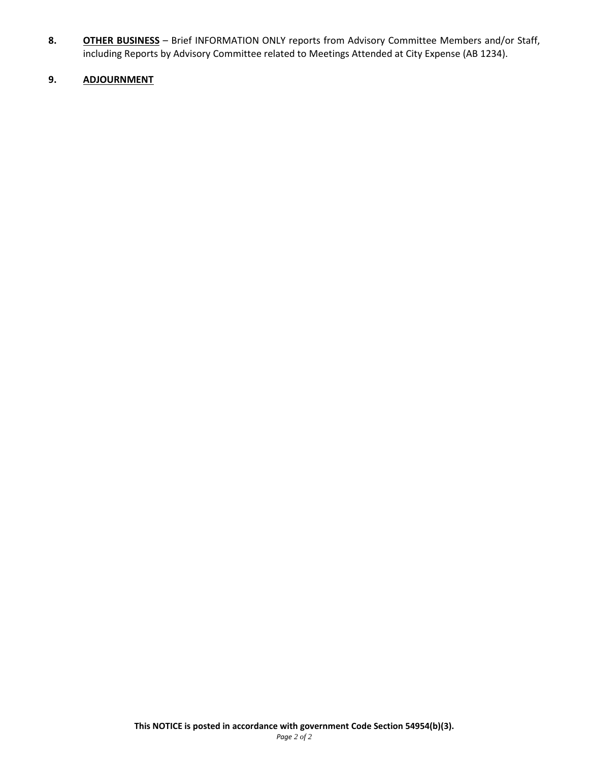8. **OTHER BUSINESS** – Brief INFORMATION ONLY reports from Advisory Committee Members and/or Staff, including Reports by Advisory Committee related to Meetings Attended at City Expense (AB 1234).

9. **ADJOURNMENT**

**This NOTICE is posted in accordance with government Code Section 54954(b)(3).**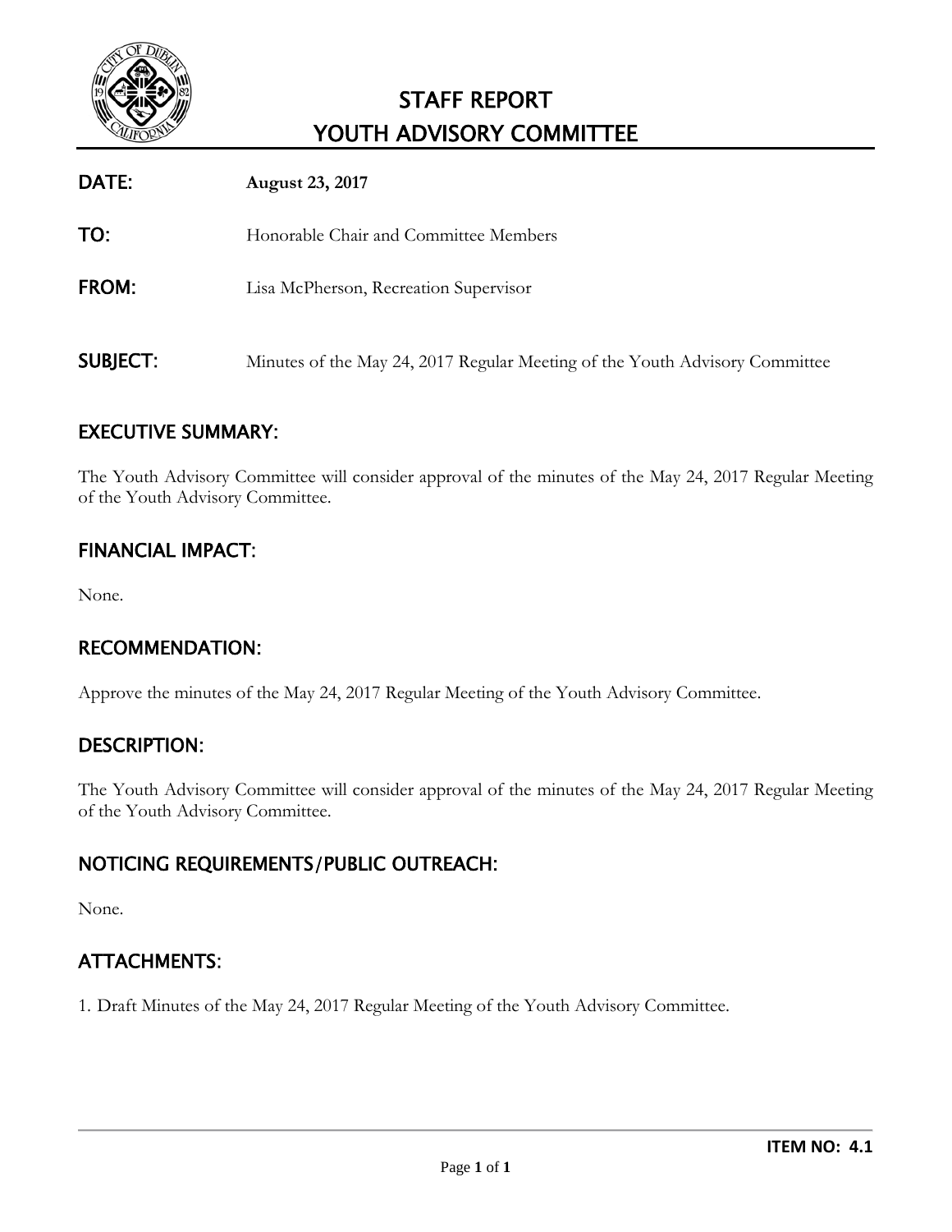# STAFF REPORT
# YOUTH ADVISORY COMMITTEE

**DATE:** **August 23, 2017**

**TO:** Honorable Chair and Committee Members

**FROM:** Lisa McPherson, Recreation Supervisor

**SUBJECT:** Minutes of the May 24, 2017 Regular Meeting of the Youth Advisory Committee

## EXECUTIVE SUMMARY:

The Youth Advisory Committee will consider approval of the minutes of the May 24, 2017 Regular Meeting of the Youth Advisory Committee.

## FINANCIAL IMPACT:

None.

## RECOMMENDATION:

Approve the minutes of the May 24, 2017 Regular Meeting of the Youth Advisory Committee.

## DESCRIPTION:

The Youth Advisory Committee will consider approval of the minutes of the May 24, 2017 Regular Meeting of the Youth Advisory Committee.

## NOTICING REQUIREMENTS/PUBLIC OUTREACH:

None.

## ATTACHMENTS:

1. Draft Minutes of the May 24, 2017 Regular Meeting of the Youth Advisory Committee.

**ITEM NO: 4.1**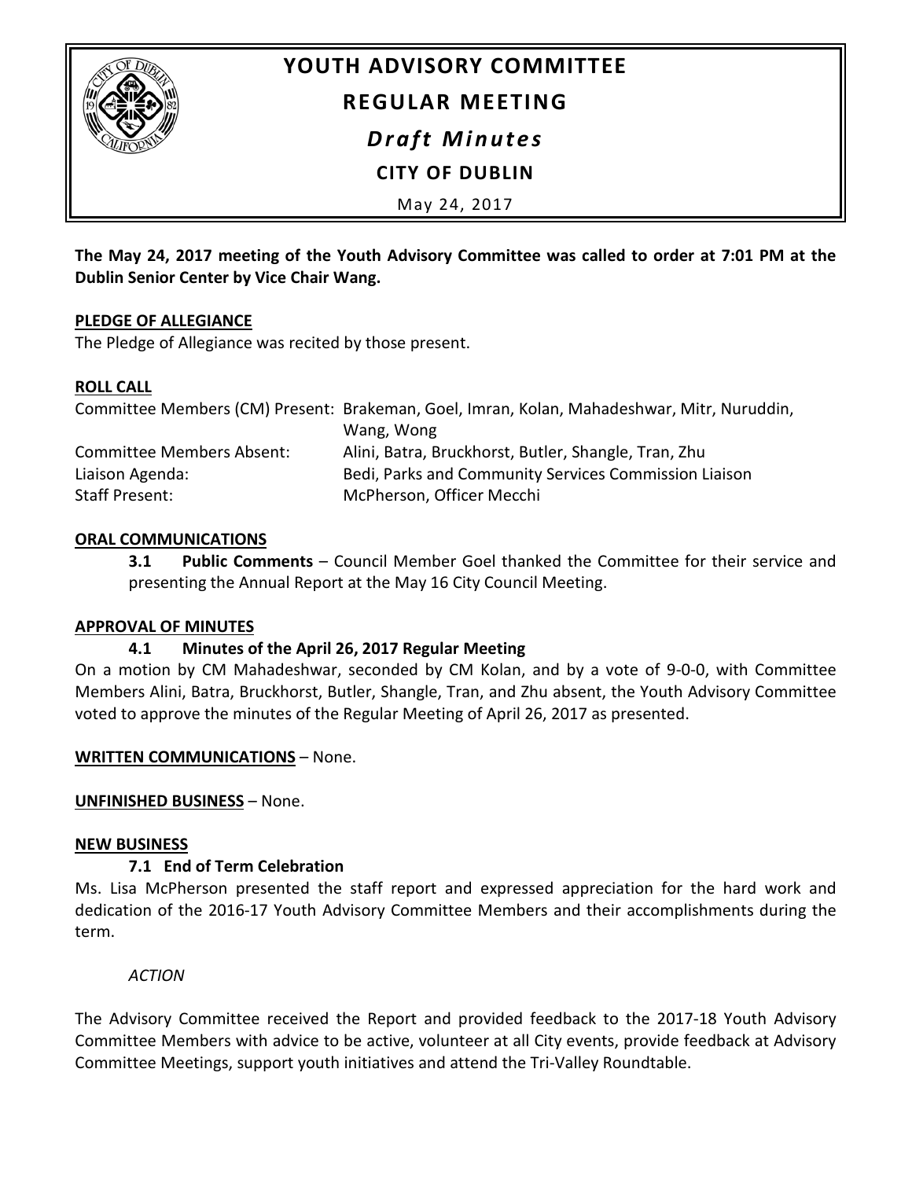# YOUTH ADVISORY COMMITTEE

## REGULAR MEETING

### *Draft Minutes*

**CITY OF DUBLIN**

May 24, 2017

**The May 24, 2017 meeting of the Youth Advisory Committee was called to order at 7:01 PM at the Dublin Senior Center by Vice Chair Wang.**

**PLEDGE OF ALLEGIANCE**

The Pledge of Allegiance was recited by those present.

**ROLL CALL**

| | |
|---|---|
| Committee Members (CM) Present: | Brakeman, Goel, Imran, Kolan, Mahadeshwar, Mitr, Nuruddin, Wang, Wong |
| Committee Members Absent: | Alini, Batra, Bruckhorst, Butler, Shangle, Tran, Zhu |
| Liaison Agenda: | Bedi, Parks and Community Services Commission Liaison |
| Staff Present: | McPherson, Officer Mecchi |

**ORAL COMMUNICATIONS**

**3.1 Public Comments** – Council Member Goel thanked the Committee for their service and presenting the Annual Report at the May 16 City Council Meeting.

**APPROVAL OF MINUTES**

**4.1 Minutes of the April 26, 2017 Regular Meeting**

On a motion by CM Mahadeshwar, seconded by CM Kolan, and by a vote of 9-0-0, with Committee Members Alini, Batra, Bruckhorst, Butler, Shangle, Tran, and Zhu absent, the Youth Advisory Committee voted to approve the minutes of the Regular Meeting of April 26, 2017 as presented.

**WRITTEN COMMUNICATIONS** – None.

**UNFINISHED BUSINESS** – None.

**NEW BUSINESS**

**7.1 End of Term Celebration**

Ms. Lisa McPherson presented the staff report and expressed appreciation for the hard work and dedication of the 2016-17 Youth Advisory Committee Members and their accomplishments during the term.

*ACTION*

The Advisory Committee received the Report and provided feedback to the 2017-18 Youth Advisory Committee Members with advice to be active, volunteer at all City events, provide feedback at Advisory Committee Meetings, support youth initiatives and attend the Tri-Valley Roundtable.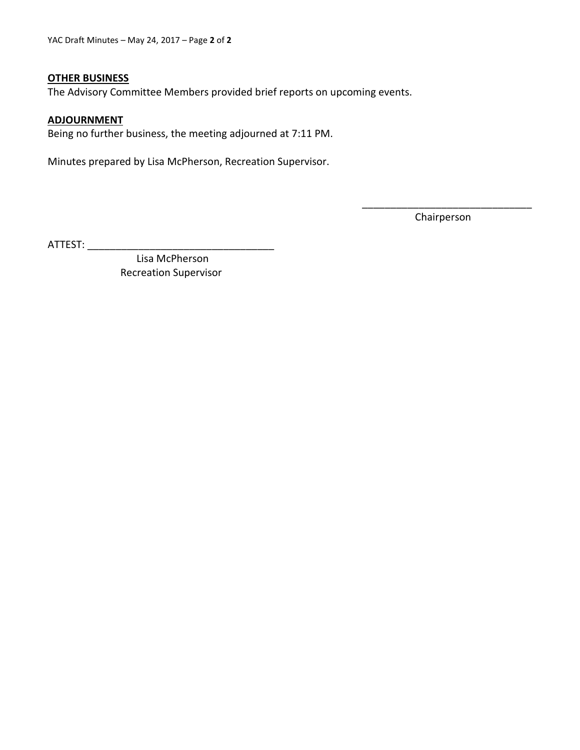**OTHER BUSINESS**

The Advisory Committee Members provided brief reports on upcoming events.

**ADJOURNMENT**

Being no further business, the meeting adjourned at 7:11 PM.

Minutes prepared by Lisa McPherson, Recreation Supervisor.

\_\_\_\_\_\_\_\_\_\_\_\_\_\_\_\_\_\_\_\_\_\_\_\_\_\_\_\_\_\_

Chairperson

ATTEST: \_\_\_\_\_\_\_\_\_\_\_\_\_\_\_\_\_\_\_\_\_\_\_\_\_\_\_\_\_\_\_\_\_

Lisa McPherson
Recreation Supervisor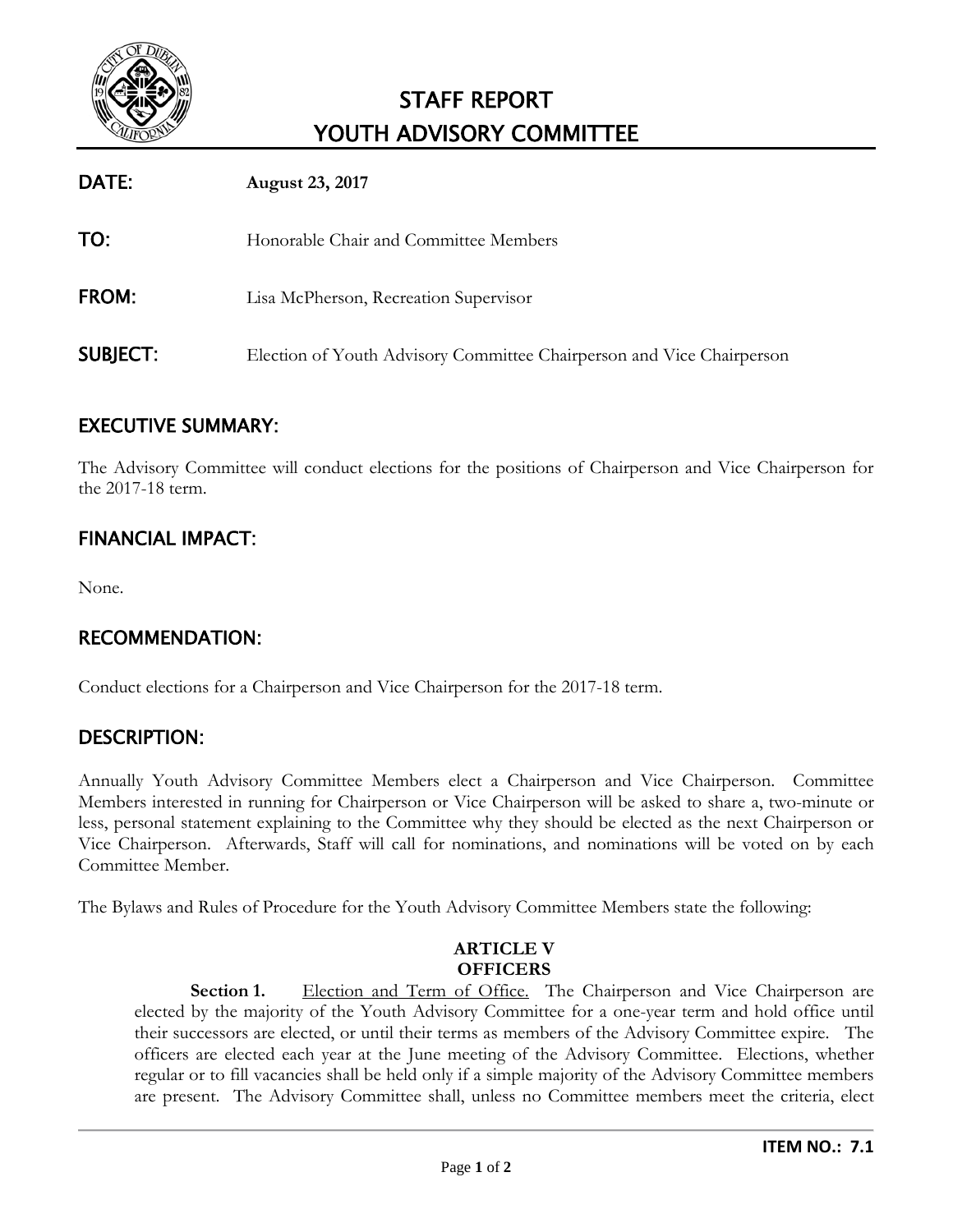# STAFF REPORT
# YOUTH ADVISORY COMMITTEE

**DATE:** **August 23, 2017**

**TO:** Honorable Chair and Committee Members

**FROM:** Lisa McPherson, Recreation Supervisor

**SUBJECT:** Election of Youth Advisory Committee Chairperson and Vice Chairperson

## EXECUTIVE SUMMARY:

The Advisory Committee will conduct elections for the positions of Chairperson and Vice Chairperson for the 2017-18 term.

## FINANCIAL IMPACT:

None.

## RECOMMENDATION:

Conduct elections for a Chairperson and Vice Chairperson for the 2017-18 term.

## DESCRIPTION:

Annually Youth Advisory Committee Members elect a Chairperson and Vice Chairperson. Committee Members interested in running for Chairperson or Vice Chairperson will be asked to share a, two-minute or less, personal statement explaining to the Committee why they should be elected as the next Chairperson or Vice Chairperson. Afterwards, Staff will call for nominations, and nominations will be voted on by each Committee Member.

The Bylaws and Rules of Procedure for the Youth Advisory Committee Members state the following:

**ARTICLE V**
**OFFICERS**

**Section 1.** Election and Term of Office. The Chairperson and Vice Chairperson are elected by the majority of the Youth Advisory Committee for a one-year term and hold office until their successors are elected, or until their terms as members of the Advisory Committee expire. The officers are elected each year at the June meeting of the Advisory Committee. Elections, whether regular or to fill vacancies shall be held only if a simple majority of the Advisory Committee members are present. The Advisory Committee shall, unless no Committee members meet the criteria, elect

**ITEM NO.: 7.1**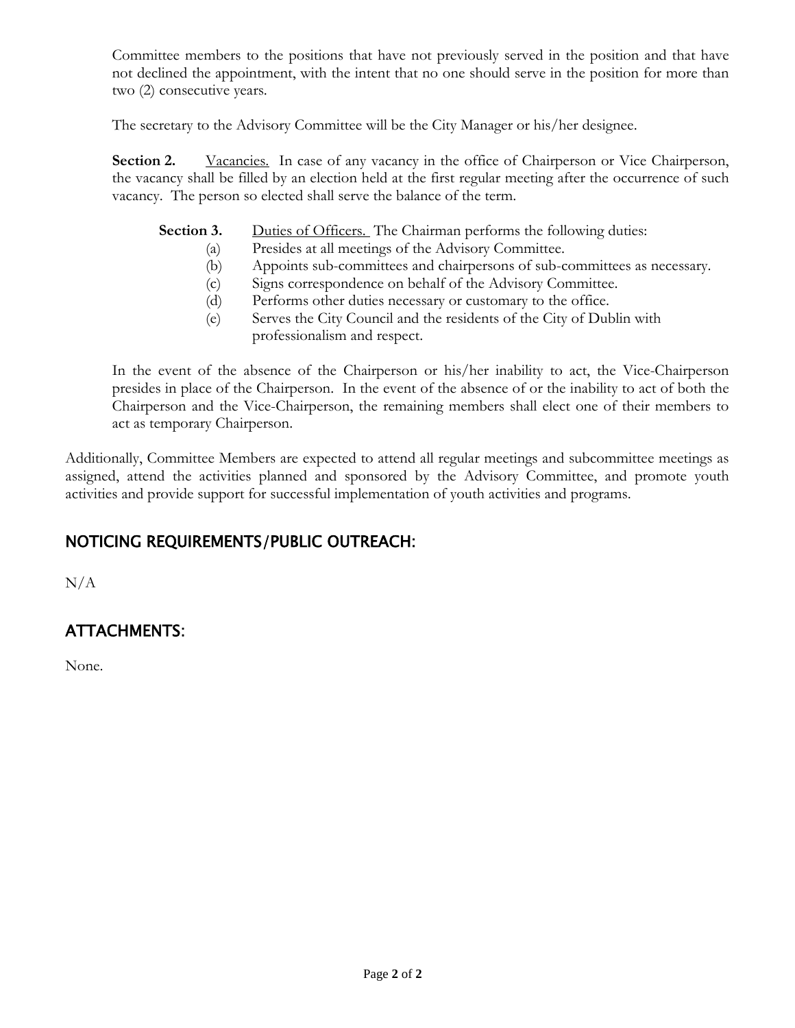Committee members to the positions that have not previously served in the position and that have not declined the appointment, with the intent that no one should serve in the position for more than two (2) consecutive years.

The secretary to the Advisory Committee will be the City Manager or his/her designee.

**Section 2.** Vacancies. In case of any vacancy in the office of Chairperson or Vice Chairperson, the vacancy shall be filled by an election held at the first regular meeting after the occurrence of such vacancy. The person so elected shall serve the balance of the term.

**Section 3.** Duties of Officers. The Chairman performs the following duties:

(a) Presides at all meetings of the Advisory Committee.
(b) Appoints sub-committees and chairpersons of sub-committees as necessary.
(c) Signs correspondence on behalf of the Advisory Committee.
(d) Performs other duties necessary or customary to the office.
(e) Serves the City Council and the residents of the City of Dublin with professionalism and respect.

In the event of the absence of the Chairperson or his/her inability to act, the Vice-Chairperson presides in place of the Chairperson. In the event of the absence of or the inability to act of both the Chairperson and the Vice-Chairperson, the remaining members shall elect one of their members to act as temporary Chairperson.

Additionally, Committee Members are expected to attend all regular meetings and subcommittee meetings as assigned, attend the activities planned and sponsored by the Advisory Committee, and promote youth activities and provide support for successful implementation of youth activities and programs.

## NOTICING REQUIREMENTS/PUBLIC OUTREACH:

N/A

## ATTACHMENTS:

None.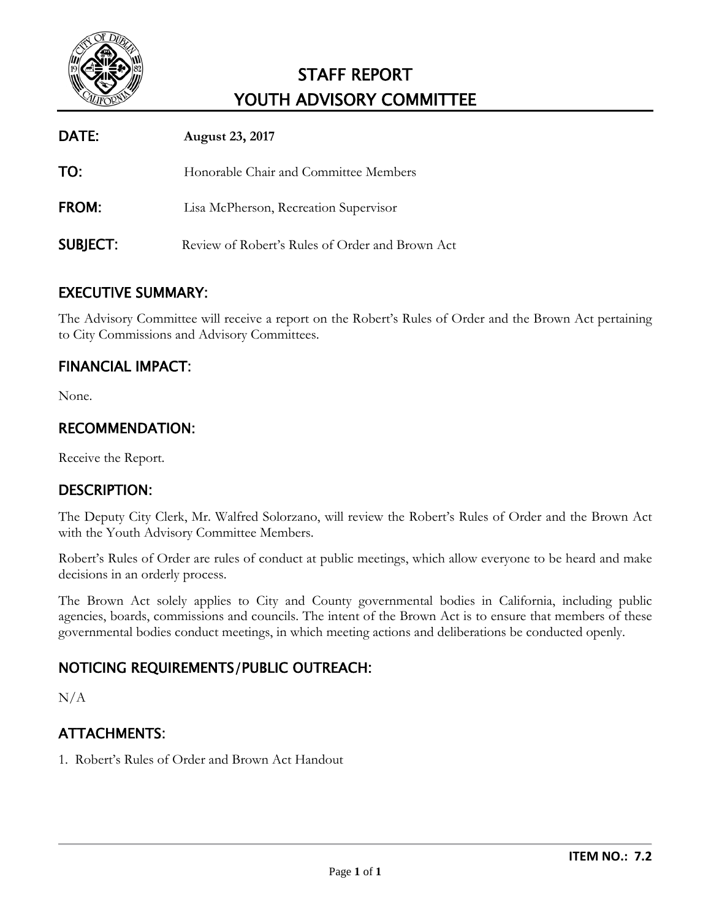# STAFF REPORT
# YOUTH ADVISORY COMMITTEE

**DATE:** **August 23, 2017**

**TO:** Honorable Chair and Committee Members

**FROM:** Lisa McPherson, Recreation Supervisor

**SUBJECT:** Review of Robert's Rules of Order and Brown Act

## EXECUTIVE SUMMARY:

The Advisory Committee will receive a report on the Robert's Rules of Order and the Brown Act pertaining to City Commissions and Advisory Committees.

## FINANCIAL IMPACT:

None.

## RECOMMENDATION:

Receive the Report.

## DESCRIPTION:

The Deputy City Clerk, Mr. Walfred Solorzano, will review the Robert's Rules of Order and the Brown Act with the Youth Advisory Committee Members.

Robert's Rules of Order are rules of conduct at public meetings, which allow everyone to be heard and make decisions in an orderly process.

The Brown Act solely applies to City and County governmental bodies in California, including public agencies, boards, commissions and councils. The intent of the Brown Act is to ensure that members of these governmental bodies conduct meetings, in which meeting actions and deliberations be conducted openly.

## NOTICING REQUIREMENTS/PUBLIC OUTREACH:

N/A

## ATTACHMENTS:

1. Robert's Rules of Order and Brown Act Handout

**ITEM NO.: 7.2**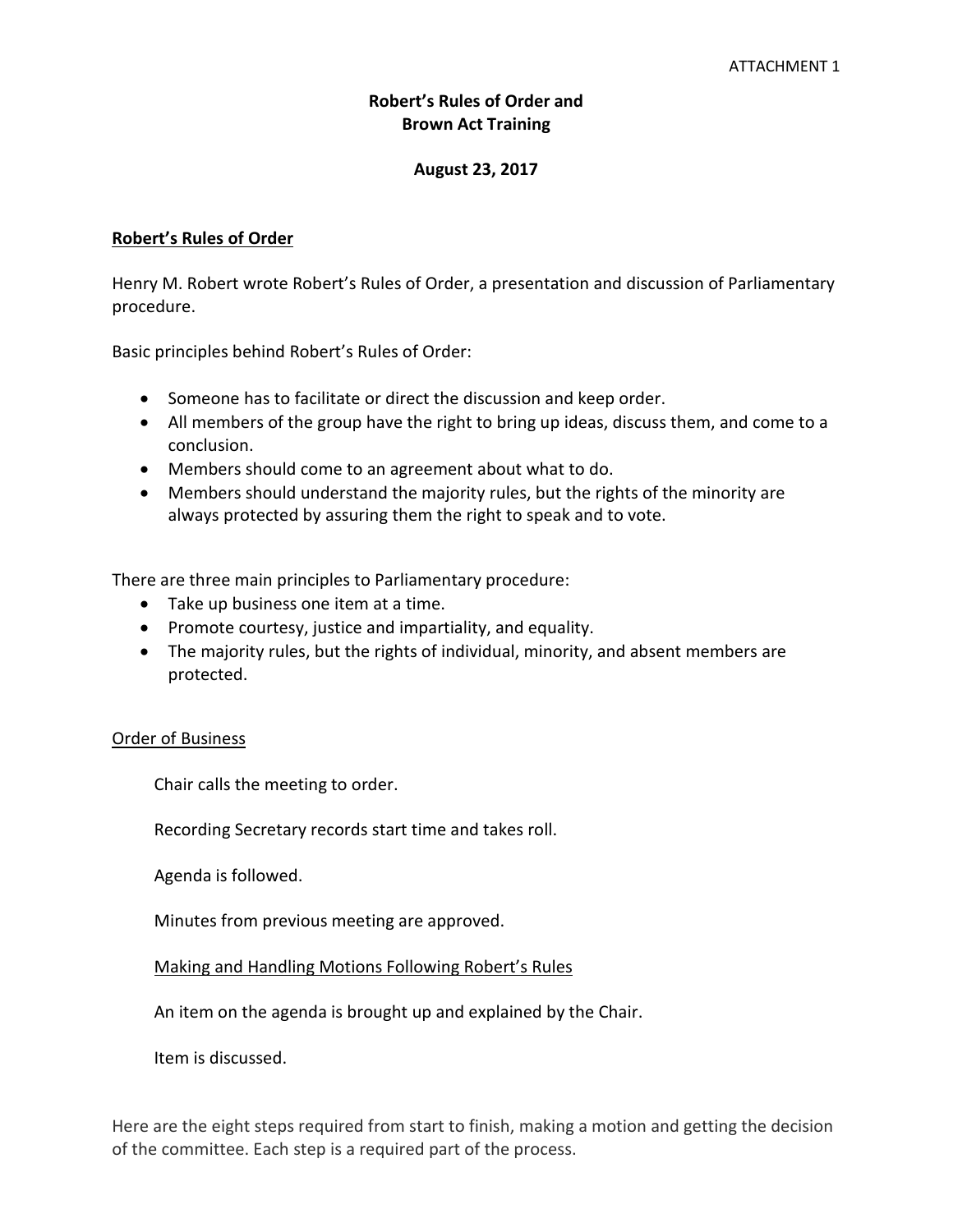ATTACHMENT 1

**Robert's Rules of Order and**
**Brown Act Training**

**August 23, 2017**

## Robert's Rules of Order

Henry M. Robert wrote Robert's Rules of Order, a presentation and discussion of Parliamentary procedure.

Basic principles behind Robert's Rules of Order:

- Someone has to facilitate or direct the discussion and keep order.
- All members of the group have the right to bring up ideas, discuss them, and come to a conclusion.
- Members should come to an agreement about what to do.
- Members should understand the majority rules, but the rights of the minority are always protected by assuring them the right to speak and to vote.

There are three main principles to Parliamentary procedure:

- Take up business one item at a time.
- Promote courtesy, justice and impartiality, and equality.
- The majority rules, but the rights of individual, minority, and absent members are protected.

### Order of Business

Chair calls the meeting to order.

Recording Secretary records start time and takes roll.

Agenda is followed.

Minutes from previous meeting are approved.

#### Making and Handling Motions Following Robert's Rules

An item on the agenda is brought up and explained by the Chair.

Item is discussed.

Here are the eight steps required from start to finish, making a motion and getting the decision of the committee. Each step is a required part of the process.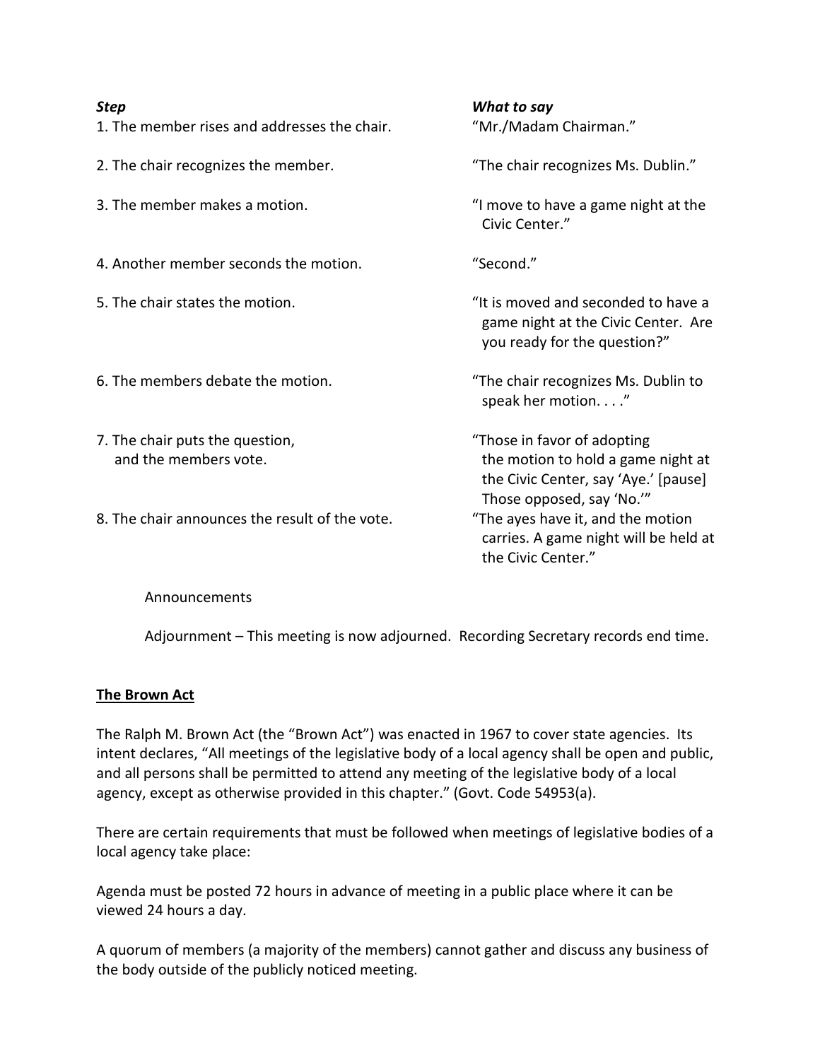| *Step* | *What to say* |
|---|---|
| 1. The member rises and addresses the chair. | "Mr./Madam Chairman." |
| 2. The chair recognizes the member. | "The chair recognizes Ms. Dublin." |
| 3. The member makes a motion. | "I move to have a game night at the Civic Center." |
| 4. Another member seconds the motion. | "Second." |
| 5. The chair states the motion. | "It is moved and seconded to have a game night at the Civic Center. Are you ready for the question?" |
| 6. The members debate the motion. | "The chair recognizes Ms. Dublin to speak her motion. . . ." |
| 7. The chair puts the question, and the members vote. | "Those in favor of adopting the motion to hold a game night at the Civic Center, say 'Aye.' [pause] Those opposed, say 'No.'" |
| 8. The chair announces the result of the vote. | "The ayes have it, and the motion carries. A game night will be held at the Civic Center." |

Announcements

Adjournment – This meeting is now adjourned. Recording Secretary records end time.

**The Brown Act**

The Ralph M. Brown Act (the "Brown Act") was enacted in 1967 to cover state agencies. Its intent declares, "All meetings of the legislative body of a local agency shall be open and public, and all persons shall be permitted to attend any meeting of the legislative body of a local agency, except as otherwise provided in this chapter." (Govt. Code 54953(a).

There are certain requirements that must be followed when meetings of legislative bodies of a local agency take place:

Agenda must be posted 72 hours in advance of meeting in a public place where it can be viewed 24 hours a day.

A quorum of members (a majority of the members) cannot gather and discuss any business of the body outside of the publicly noticed meeting.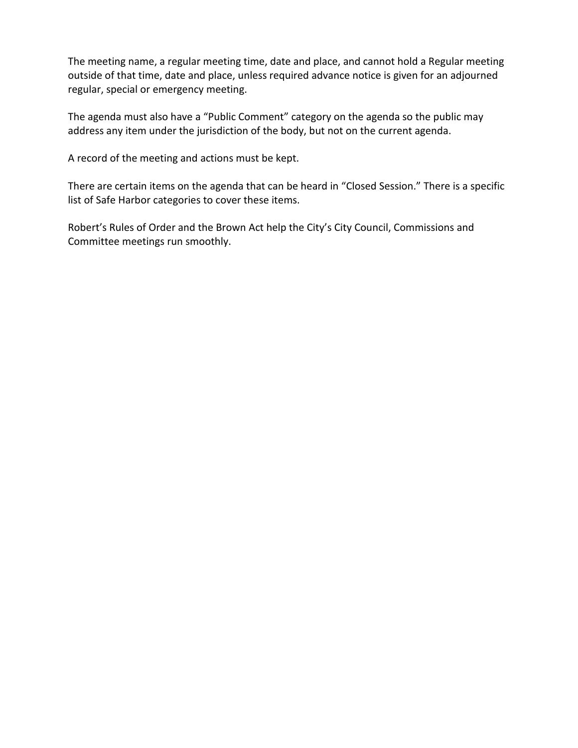The meeting name, a regular meeting time, date and place, and cannot hold a Regular meeting outside of that time, date and place, unless required advance notice is given for an adjourned regular, special or emergency meeting.

The agenda must also have a “Public Comment” category on the agenda so the public may address any item under the jurisdiction of the body, but not on the current agenda.

A record of the meeting and actions must be kept.

There are certain items on the agenda that can be heard in “Closed Session.” There is a specific list of Safe Harbor categories to cover these items.

Robert’s Rules of Order and the Brown Act help the City’s City Council, Commissions and Committee meetings run smoothly.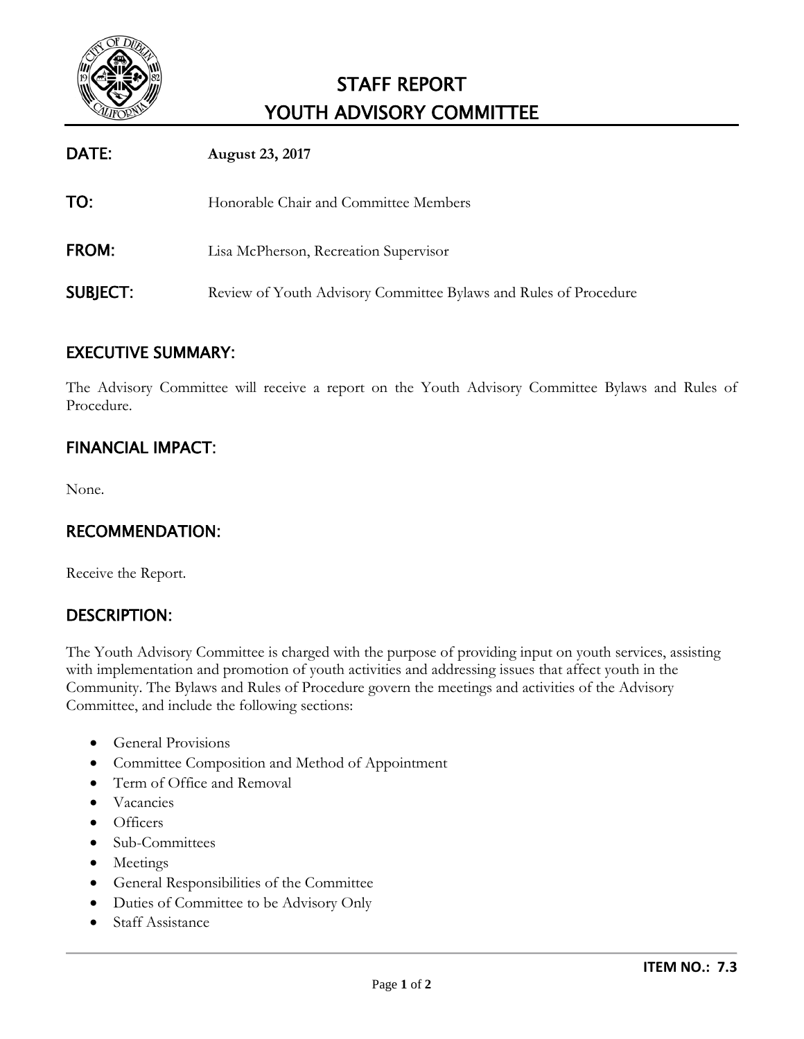# STAFF REPORT
# YOUTH ADVISORY COMMITTEE

**DATE:** **August 23, 2017**

**TO:** Honorable Chair and Committee Members

**FROM:** Lisa McPherson, Recreation Supervisor

**SUBJECT:** Review of Youth Advisory Committee Bylaws and Rules of Procedure

## EXECUTIVE SUMMARY:

The Advisory Committee will receive a report on the Youth Advisory Committee Bylaws and Rules of Procedure.

## FINANCIAL IMPACT:

None.

## RECOMMENDATION:

Receive the Report.

## DESCRIPTION:

The Youth Advisory Committee is charged with the purpose of providing input on youth services, assisting with implementation and promotion of youth activities and addressing issues that affect youth in the Community. The Bylaws and Rules of Procedure govern the meetings and activities of the Advisory Committee, and include the following sections:

- General Provisions
- Committee Composition and Method of Appointment
- Term of Office and Removal
- Vacancies
- Officers
- Sub-Committees
- Meetings
- General Responsibilities of the Committee
- Duties of Committee to be Advisory Only
- Staff Assistance

**ITEM NO.: 7.3**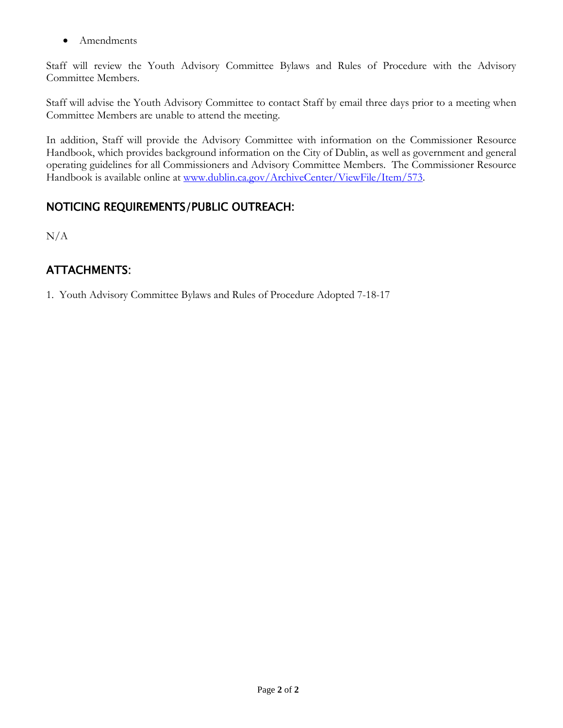- Amendments

Staff will review the Youth Advisory Committee Bylaws and Rules of Procedure with the Advisory Committee Members.

Staff will advise the Youth Advisory Committee to contact Staff by email three days prior to a meeting when Committee Members are unable to attend the meeting.

In addition, Staff will provide the Advisory Committee with information on the Commissioner Resource Handbook, which provides background information on the City of Dublin, as well as government and general operating guidelines for all Commissioners and Advisory Committee Members. The Commissioner Resource Handbook is available online at [www.dublin.ca.gov/ArchiveCenter/ViewFile/Item/573](http://www.dublin.ca.gov/ArchiveCenter/ViewFile/Item/573).

## NOTICING REQUIREMENTS/PUBLIC OUTREACH:

N/A

## ATTACHMENTS:

1. Youth Advisory Committee Bylaws and Rules of Procedure Adopted 7-18-17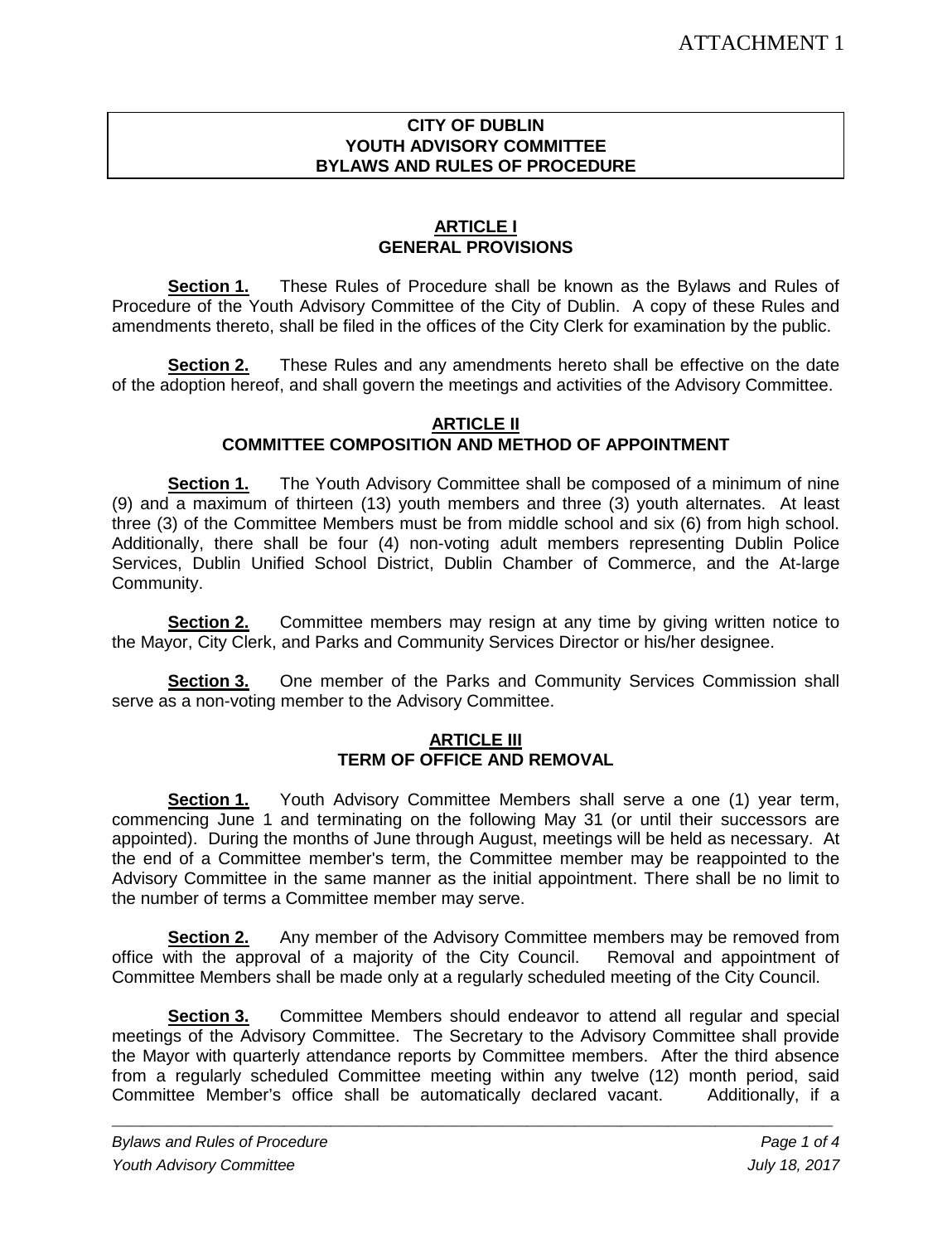ATTACHMENT 1

**CITY OF DUBLIN**
**YOUTH ADVISORY COMMITTEE**
**BYLAWS AND RULES OF PROCEDURE**

## ARTICLE I
## GENERAL PROVISIONS

**Section 1.** These Rules of Procedure shall be known as the Bylaws and Rules of Procedure of the Youth Advisory Committee of the City of Dublin. A copy of these Rules and amendments thereto, shall be filed in the offices of the City Clerk for examination by the public.

**Section 2.** These Rules and any amendments hereto shall be effective on the date of the adoption hereof, and shall govern the meetings and activities of the Advisory Committee.

## ARTICLE II
## COMMITTEE COMPOSITION AND METHOD OF APPOINTMENT

**Section 1.** The Youth Advisory Committee shall be composed of a minimum of nine (9) and a maximum of thirteen (13) youth members and three (3) youth alternates. At least three (3) of the Committee Members must be from middle school and six (6) from high school. Additionally, there shall be four (4) non-voting adult members representing Dublin Police Services, Dublin Unified School District, Dublin Chamber of Commerce, and the At-large Community.

**Section 2.** Committee members may resign at any time by giving written notice to the Mayor, City Clerk, and Parks and Community Services Director or his/her designee.

**Section 3.** One member of the Parks and Community Services Commission shall serve as a non-voting member to the Advisory Committee.

## ARTICLE III
## TERM OF OFFICE AND REMOVAL

**Section 1.** Youth Advisory Committee Members shall serve a one (1) year term, commencing June 1 and terminating on the following May 31 (or until their successors are appointed). During the months of June through August, meetings will be held as necessary. At the end of a Committee member's term, the Committee member may be reappointed to the Advisory Committee in the same manner as the initial appointment. There shall be no limit to the number of terms a Committee member may serve.

**Section 2.** Any member of the Advisory Committee members may be removed from office with the approval of a majority of the City Council. Removal and appointment of Committee Members shall be made only at a regularly scheduled meeting of the City Council.

**Section 3.** Committee Members should endeavor to attend all regular and special meetings of the Advisory Committee. The Secretary to the Advisory Committee shall provide the Mayor with quarterly attendance reports by Committee members. After the third absence from a regularly scheduled Committee meeting within any twelve (12) month period, said Committee Member's office shall be automatically declared vacant. Additionally, if a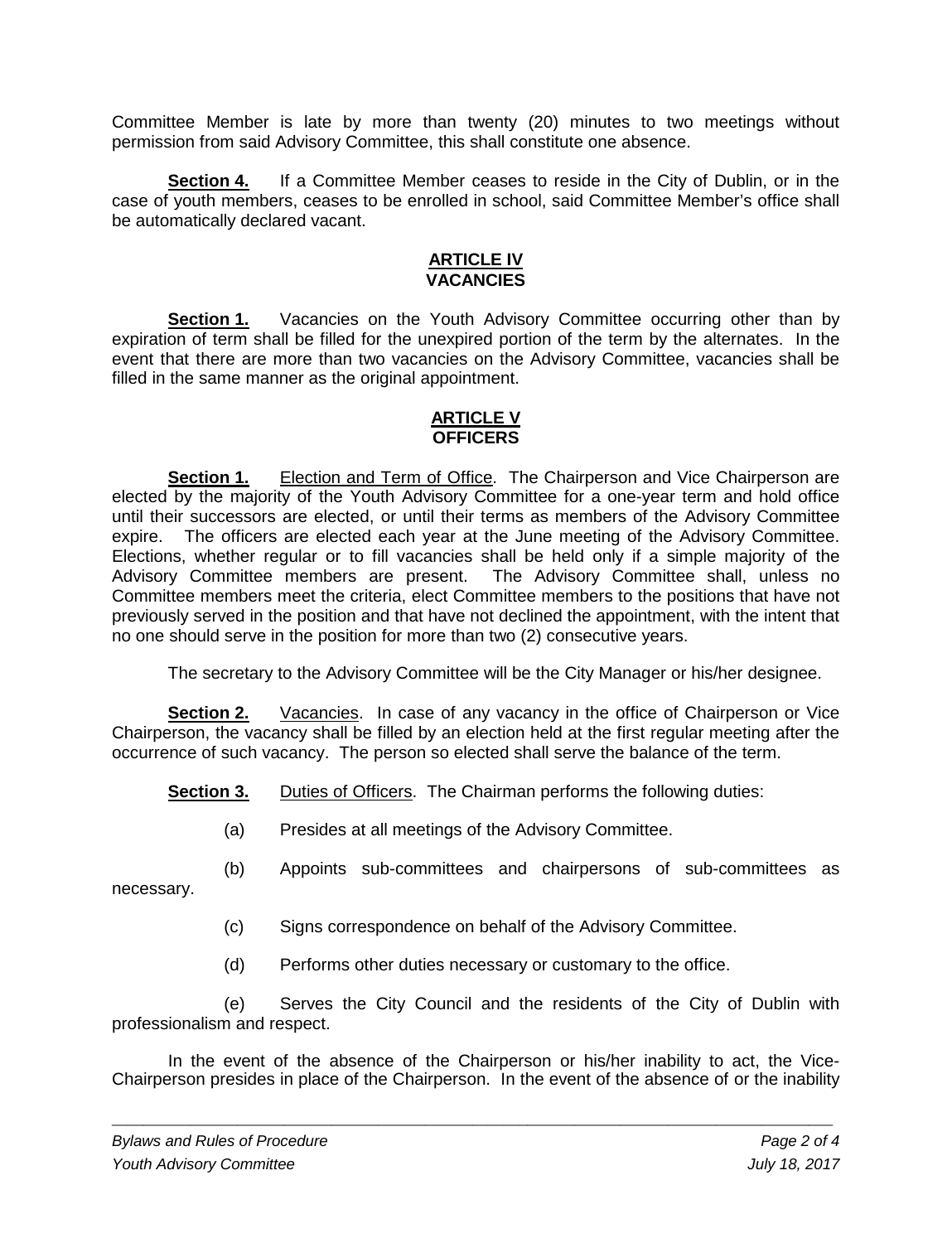Committee Member is late by more than twenty (20) minutes to two meetings without permission from said Advisory Committee, this shall constitute one absence.

**Section 4.** If a Committee Member ceases to reside in the City of Dublin, or in the case of youth members, ceases to be enrolled in school, said Committee Member's office shall be automatically declared vacant.

## ARTICLE IV
## VACANCIES

**Section 1.** Vacancies on the Youth Advisory Committee occurring other than by expiration of term shall be filled for the unexpired portion of the term by the alternates. In the event that there are more than two vacancies on the Advisory Committee, vacancies shall be filled in the same manner as the original appointment.

## ARTICLE V
## OFFICERS

**Section 1.** Election and Term of Office. The Chairperson and Vice Chairperson are elected by the majority of the Youth Advisory Committee for a one-year term and hold office until their successors are elected, or until their terms as members of the Advisory Committee expire. The officers are elected each year at the June meeting of the Advisory Committee. Elections, whether regular or to fill vacancies shall be held only if a simple majority of the Advisory Committee members are present. The Advisory Committee shall, unless no Committee members meet the criteria, elect Committee members to the positions that have not previously served in the position and that have not declined the appointment, with the intent that no one should serve in the position for more than two (2) consecutive years.

The secretary to the Advisory Committee will be the City Manager or his/her designee.

**Section 2.** Vacancies. In case of any vacancy in the office of Chairperson or Vice Chairperson, the vacancy shall be filled by an election held at the first regular meeting after the occurrence of such vacancy. The person so elected shall serve the balance of the term.

**Section 3.** Duties of Officers. The Chairman performs the following duties:

(a) Presides at all meetings of the Advisory Committee.

(b) Appoints sub-committees and chairpersons of sub-committees as necessary.

(c) Signs correspondence on behalf of the Advisory Committee.

(d) Performs other duties necessary or customary to the office.

(e) Serves the City Council and the residents of the City of Dublin with professionalism and respect.

In the event of the absence of the Chairperson or his/her inability to act, the Vice-Chairperson presides in place of the Chairperson. In the event of the absence of or the inability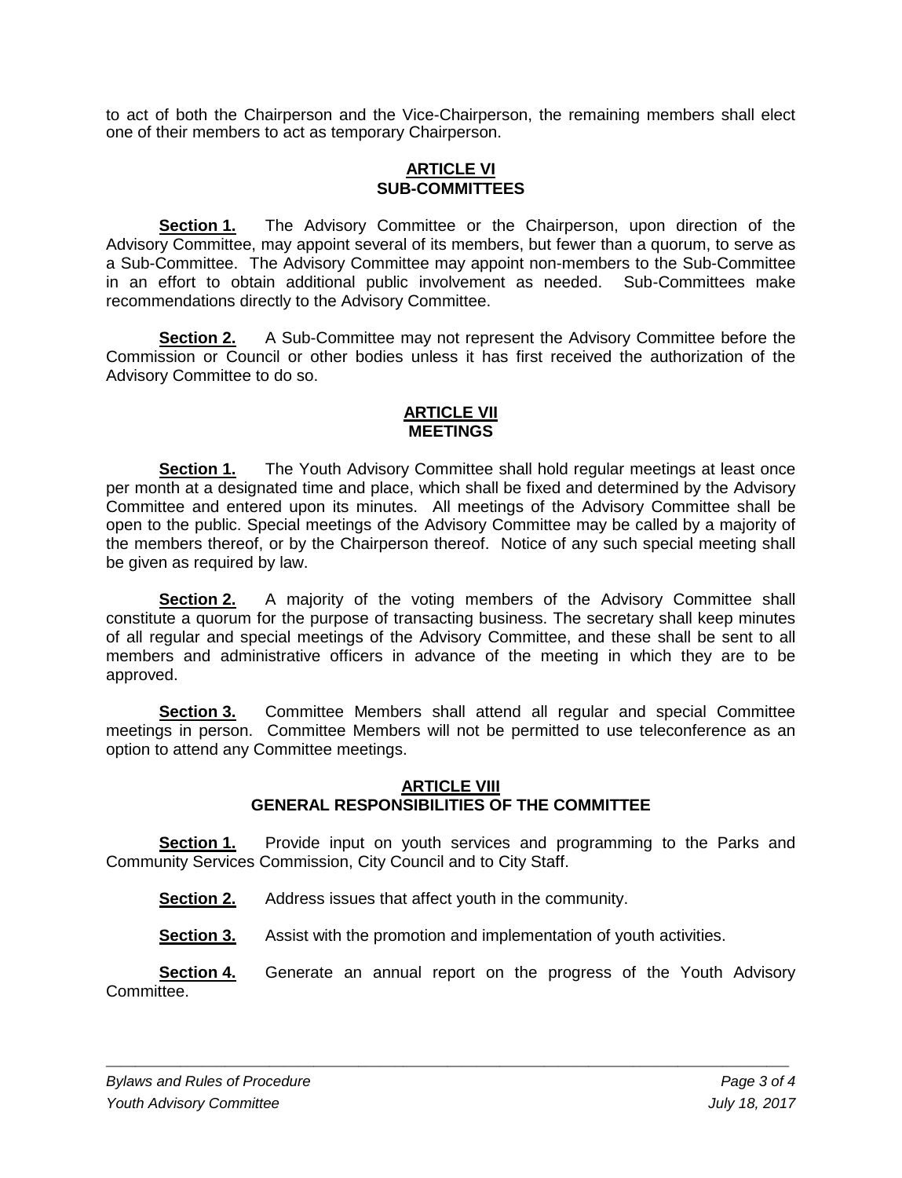to act of both the Chairperson and the Vice-Chairperson, the remaining members shall elect one of their members to act as temporary Chairperson.

## ARTICLE VI
## SUB-COMMITTEES

**Section 1.** The Advisory Committee or the Chairperson, upon direction of the Advisory Committee, may appoint several of its members, but fewer than a quorum, to serve as a Sub-Committee. The Advisory Committee may appoint non-members to the Sub-Committee in an effort to obtain additional public involvement as needed. Sub-Committees make recommendations directly to the Advisory Committee.

**Section 2.** A Sub-Committee may not represent the Advisory Committee before the Commission or Council or other bodies unless it has first received the authorization of the Advisory Committee to do so.

## ARTICLE VII
## MEETINGS

**Section 1.** The Youth Advisory Committee shall hold regular meetings at least once per month at a designated time and place, which shall be fixed and determined by the Advisory Committee and entered upon its minutes. All meetings of the Advisory Committee shall be open to the public. Special meetings of the Advisory Committee may be called by a majority of the members thereof, or by the Chairperson thereof. Notice of any such special meeting shall be given as required by law.

**Section 2.** A majority of the voting members of the Advisory Committee shall constitute a quorum for the purpose of transacting business. The secretary shall keep minutes of all regular and special meetings of the Advisory Committee, and these shall be sent to all members and administrative officers in advance of the meeting in which they are to be approved.

**Section 3.** Committee Members shall attend all regular and special Committee meetings in person. Committee Members will not be permitted to use teleconference as an option to attend any Committee meetings.

## ARTICLE VIII
## GENERAL RESPONSIBILITIES OF THE COMMITTEE

**Section 1.** Provide input on youth services and programming to the Parks and Community Services Commission, City Council and to City Staff.

**Section 2.** Address issues that affect youth in the community.

**Section 3.** Assist with the promotion and implementation of youth activities.

**Section 4.** Generate an annual report on the progress of the Youth Advisory Committee.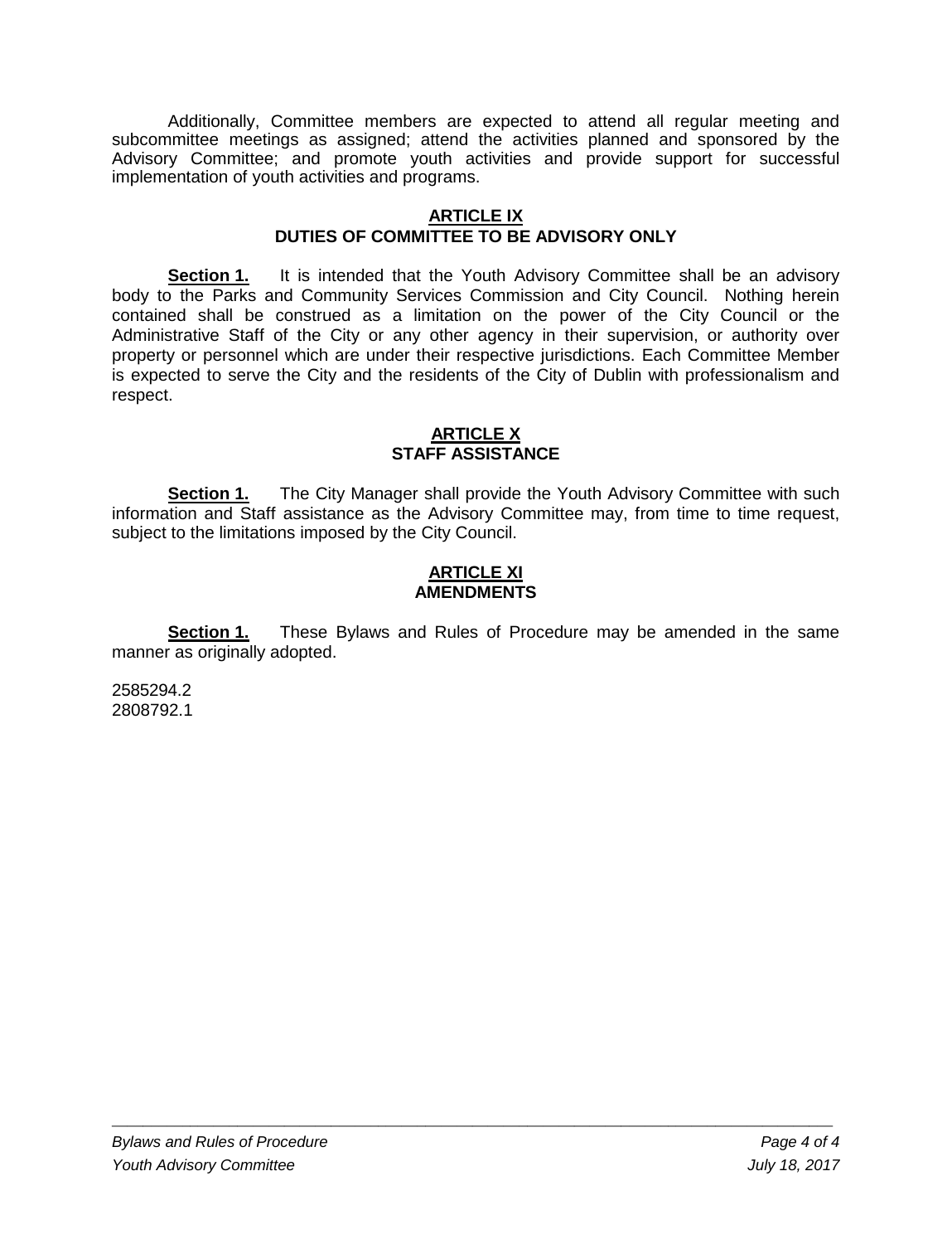Additionally, Committee members are expected to attend all regular meeting and subcommittee meetings as assigned; attend the activities planned and sponsored by the Advisory Committee; and promote youth activities and provide support for successful implementation of youth activities and programs.

## ARTICLE IX
## DUTIES OF COMMITTEE TO BE ADVISORY ONLY

**Section 1.** It is intended that the Youth Advisory Committee shall be an advisory body to the Parks and Community Services Commission and City Council. Nothing herein contained shall be construed as a limitation on the power of the City Council or the Administrative Staff of the City or any other agency in their supervision, or authority over property or personnel which are under their respective jurisdictions. Each Committee Member is expected to serve the City and the residents of the City of Dublin with professionalism and respect.

## ARTICLE X
## STAFF ASSISTANCE

**Section 1.** The City Manager shall provide the Youth Advisory Committee with such information and Staff assistance as the Advisory Committee may, from time to time request, subject to the limitations imposed by the City Council.

## ARTICLE XI
## AMENDMENTS

**Section 1.** These Bylaws and Rules of Procedure may be amended in the same manner as originally adopted.

2585294.2
2808792.1